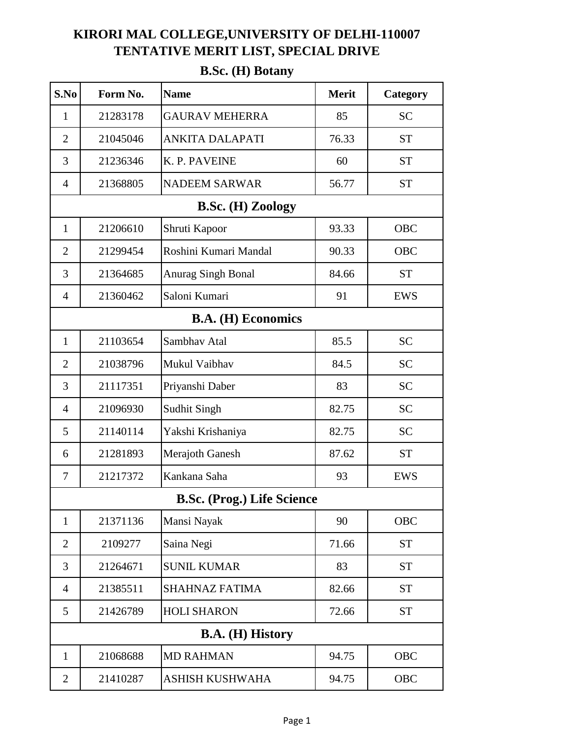# KIRORI MAL COLLEGE,UNIVERSITY OF DELHI-110007
## TENTATIVE MERIT LIST, SPECIAL DRIVE

### B.Sc. (H) Botany

| S.No | Form No. | Name | Merit | Category |
|---|---|---|---|---|
| 1 | 21283178 | GAURAV MEHERRA | 85 | SC |
| 2 | 21045046 | ANKITA DALAPATI | 76.33 | ST |
| 3 | 21236346 | K. P. PAVEINE | 60 | ST |
| 4 | 21368805 | NADEEM SARWAR | 56.77 | ST |
| | | **B.Sc. (H) Zoology** | | |
| 1 | 21206610 | Shruti Kapoor | 93.33 | OBC |
| 2 | 21299454 | Roshini Kumari Mandal | 90.33 | OBC |
| 3 | 21364685 | Anurag Singh Bonal | 84.66 | ST |
| 4 | 21360462 | Saloni Kumari | 91 | EWS |
| | | **B.A. (H) Economics** | | |
| 1 | 21103654 | Sambhav Atal | 85.5 | SC |
| 2 | 21038796 | Mukul Vaibhav | 84.5 | SC |
| 3 | 21117351 | Priyanshi Daber | 83 | SC |
| 4 | 21096930 | Sudhit Singh | 82.75 | SC |
| 5 | 21140114 | Yakshi Krishaniya | 82.75 | SC |
| 6 | 21281893 | Merajoth Ganesh | 87.62 | ST |
| 7 | 21217372 | Kankana Saha | 93 | EWS |
| | | **B.Sc. (Prog.) Life Science** | | |
| 1 | 21371136 | Mansi Nayak | 90 | OBC |
| 2 | 2109277 | Saina Negi | 71.66 | ST |
| 3 | 21264671 | SUNIL KUMAR | 83 | ST |
| 4 | 21385511 | SHAHNAZ FATIMA | 82.66 | ST |
| 5 | 21426789 | HOLI SHARON | 72.66 | ST |
| | | **B.A. (H) History** | | |
| 1 | 21068688 | MD RAHMAN | 94.75 | OBC |
| 2 | 21410287 | ASHISH KUSHWAHA | 94.75 | OBC |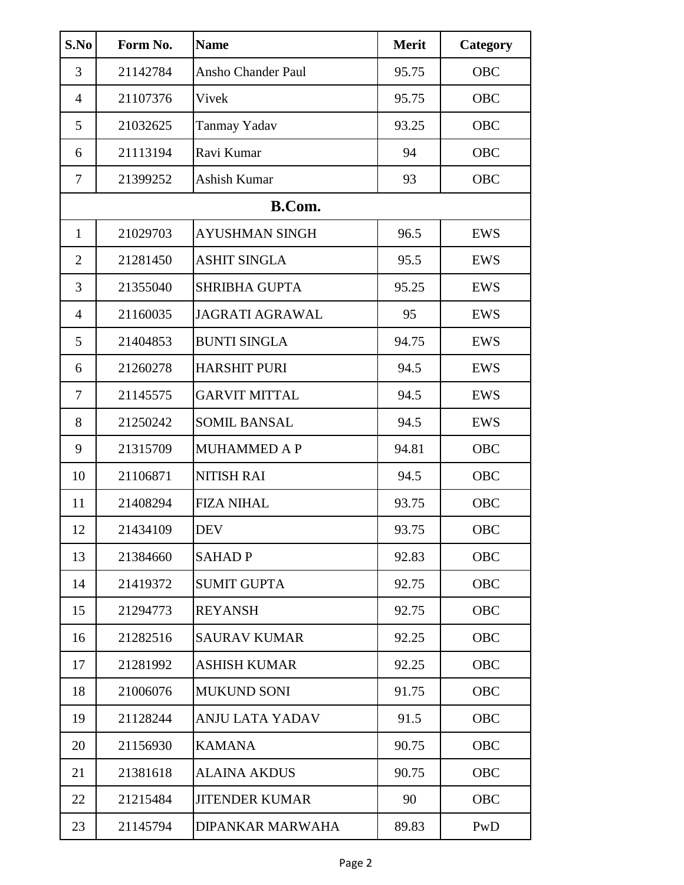| S.No | Form No. | Name | Merit | Category |
|---|---|---|---|---|
| 3 | 21142784 | Ansho Chander Paul | 95.75 | OBC |
| 4 | 21107376 | Vivek | 95.75 | OBC |
| 5 | 21032625 | Tanmay Yadav | 93.25 | OBC |
| 6 | 21113194 | Ravi Kumar | 94 | OBC |
| 7 | 21399252 | Ashish Kumar | 93 | OBC |
| **B.Com.** | | | | |
| 1 | 21029703 | AYUSHMAN SINGH | 96.5 | EWS |
| 2 | 21281450 | ASHIT SINGLA | 95.5 | EWS |
| 3 | 21355040 | SHRIBHA GUPTA | 95.25 | EWS |
| 4 | 21160035 | JAGRATI AGRAWAL | 95 | EWS |
| 5 | 21404853 | BUNTI SINGLA | 94.75 | EWS |
| 6 | 21260278 | HARSHIT PURI | 94.5 | EWS |
| 7 | 21145575 | GARVIT MITTAL | 94.5 | EWS |
| 8 | 21250242 | SOMIL BANSAL | 94.5 | EWS |
| 9 | 21315709 | MUHAMMED A P | 94.81 | OBC |
| 10 | 21106871 | NITISH RAI | 94.5 | OBC |
| 11 | 21408294 | FIZA NIHAL | 93.75 | OBC |
| 12 | 21434109 | DEV | 93.75 | OBC |
| 13 | 21384660 | SAHAD P | 92.83 | OBC |
| 14 | 21419372 | SUMIT GUPTA | 92.75 | OBC |
| 15 | 21294773 | REYANSH | 92.75 | OBC |
| 16 | 21282516 | SAURAV KUMAR | 92.25 | OBC |
| 17 | 21281992 | ASHISH KUMAR | 92.25 | OBC |
| 18 | 21006076 | MUKUND SONI | 91.75 | OBC |
| 19 | 21128244 | ANJU LATA YADAV | 91.5 | OBC |
| 20 | 21156930 | KAMANA | 90.75 | OBC |
| 21 | 21381618 | ALAINA AKDUS | 90.75 | OBC |
| 22 | 21215484 | JITENDER KUMAR | 90 | OBC |
| 23 | 21145794 | DIPANKAR MARWAHA | 89.83 | PwD |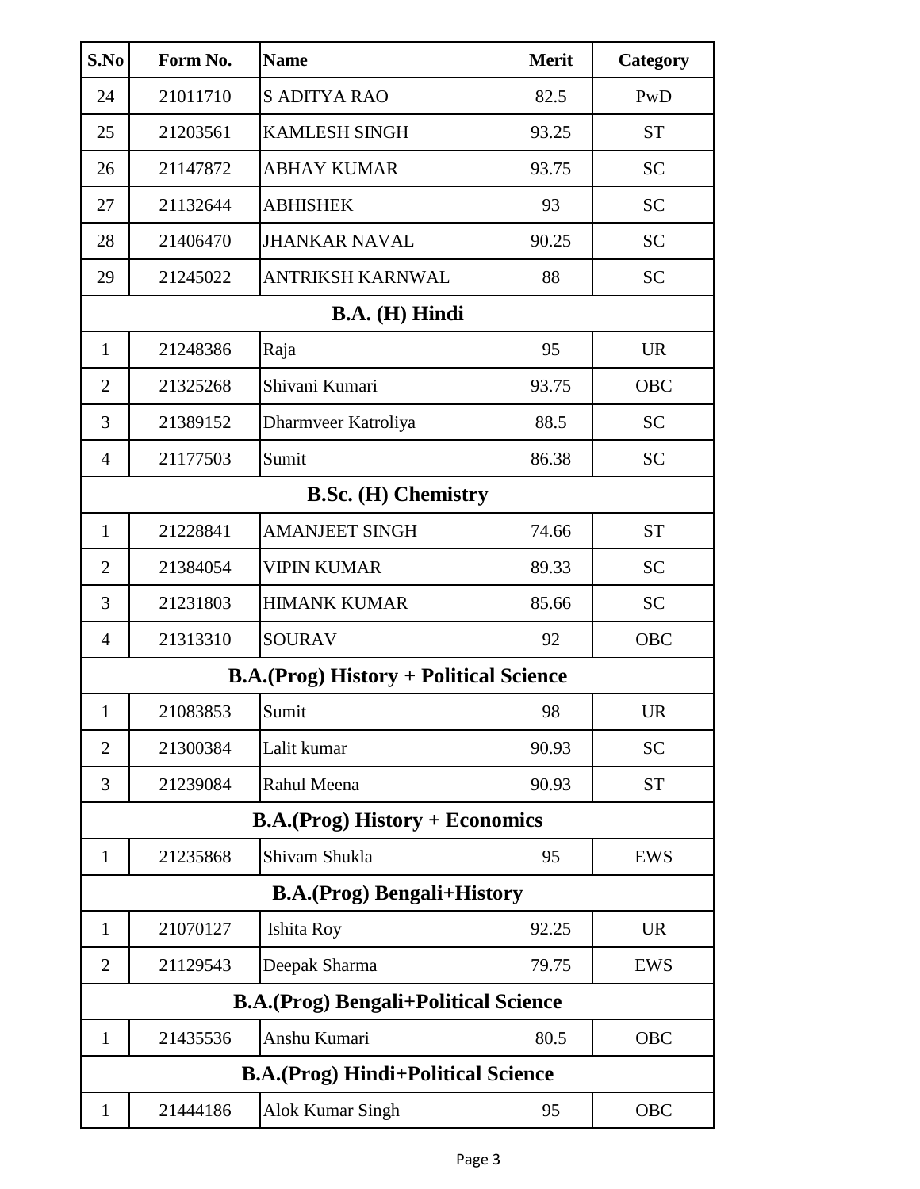| S.No | Form No. | Name | Merit | Category |
|---|---|---|---|---|
| 24 | 21011710 | S ADITYA RAO | 82.5 | PwD |
| 25 | 21203561 | KAMLESH SINGH | 93.25 | ST |
| 26 | 21147872 | ABHAY KUMAR | 93.75 | SC |
| 27 | 21132644 | ABHISHEK | 93 | SC |
| 28 | 21406470 | JHANKAR NAVAL | 90.25 | SC |
| 29 | 21245022 | ANTRIKSH KARNWAL | 88 | SC |
| **B.A. (H) Hindi** | | | | |
| 1 | 21248386 | Raja | 95 | UR |
| 2 | 21325268 | Shivani Kumari | 93.75 | OBC |
| 3 | 21389152 | Dharmveer Katroliya | 88.5 | SC |
| 4 | 21177503 | Sumit | 86.38 | SC |
| **B.Sc. (H) Chemistry** | | | | |
| 1 | 21228841 | AMANJEET SINGH | 74.66 | ST |
| 2 | 21384054 | VIPIN KUMAR | 89.33 | SC |
| 3 | 21231803 | HIMANK KUMAR | 85.66 | SC |
| 4 | 21313310 | SOURAV | 92 | OBC |
| **B.A.(Prog) History + Political Science** | | | | |
| 1 | 21083853 | Sumit | 98 | UR |
| 2 | 21300384 | Lalit kumar | 90.93 | SC |
| 3 | 21239084 | Rahul Meena | 90.93 | ST |
| **B.A.(Prog) History + Economics** | | | | |
| 1 | 21235868 | Shivam Shukla | 95 | EWS |
| **B.A.(Prog) Bengali+History** | | | | |
| 1 | 21070127 | Ishita Roy | 92.25 | UR |
| 2 | 21129543 | Deepak Sharma | 79.75 | EWS |
| **B.A.(Prog) Bengali+Political Science** | | | | |
| 1 | 21435536 | Anshu Kumari | 80.5 | OBC |
| **B.A.(Prog) Hindi+Political Science** | | | | |
| 1 | 21444186 | Alok Kumar Singh | 95 | OBC |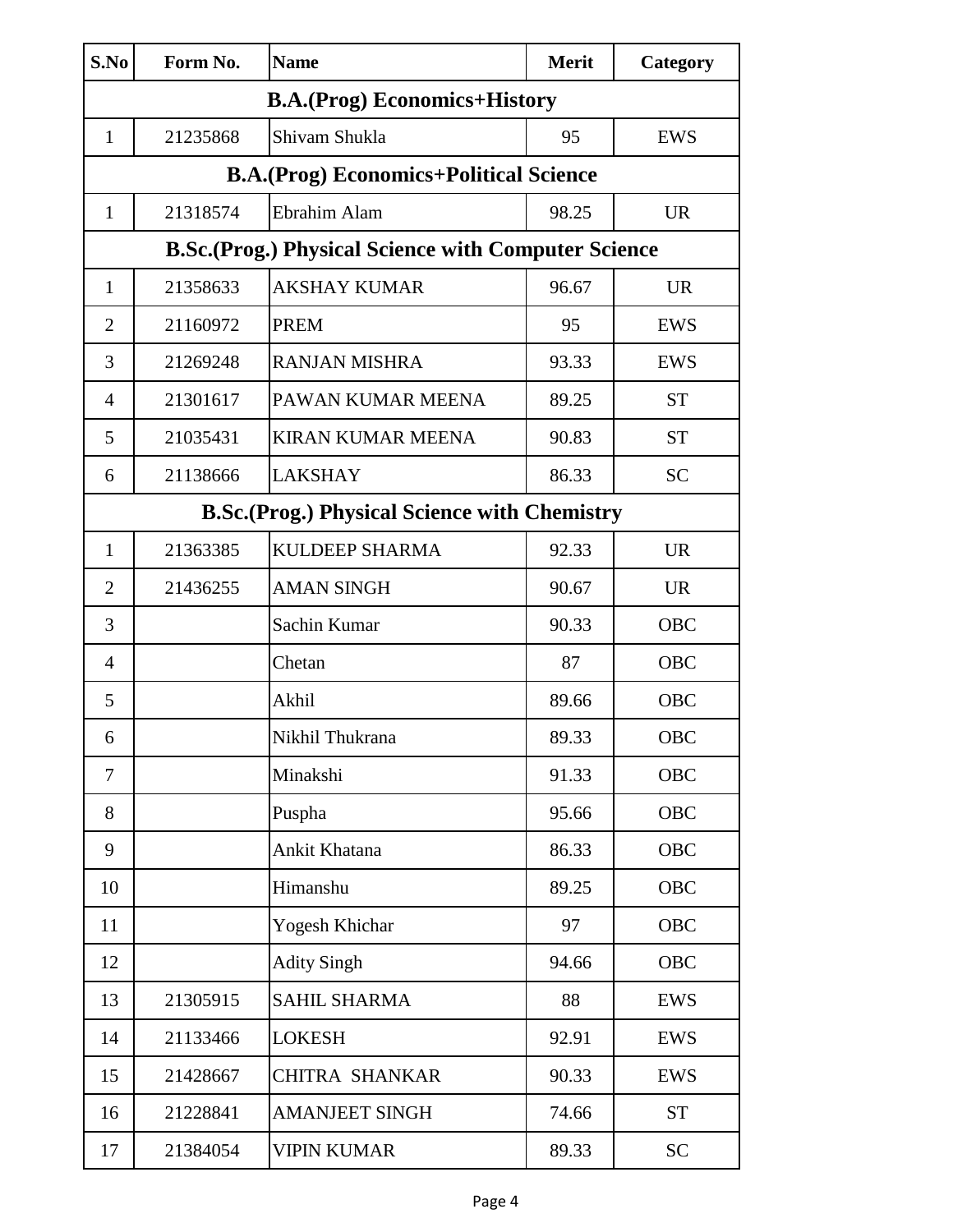| S.No | Form No. | Name | Merit | Category |
|---|---|---|---|---|
| **B.A.(Prog) Economics+History** | | | | |
| 1 | 21235868 | Shivam Shukla | 95 | EWS |
| **B.A.(Prog) Economics+Political Science** | | | | |
| 1 | 21318574 | Ebrahim Alam | 98.25 | UR |
| **B.Sc.(Prog.) Physical Science with Computer Science** | | | | |
| 1 | 21358633 | AKSHAY KUMAR | 96.67 | UR |
| 2 | 21160972 | PREM | 95 | EWS |
| 3 | 21269248 | RANJAN MISHRA | 93.33 | EWS |
| 4 | 21301617 | PAWAN KUMAR MEENA | 89.25 | ST |
| 5 | 21035431 | KIRAN KUMAR MEENA | 90.83 | ST |
| 6 | 21138666 | LAKSHAY | 86.33 | SC |
| **B.Sc.(Prog.) Physical Science with Chemistry** | | | | |
| 1 | 21363385 | KULDEEP SHARMA | 92.33 | UR |
| 2 | 21436255 | AMAN SINGH | 90.67 | UR |
| 3 | | Sachin Kumar | 90.33 | OBC |
| 4 | | Chetan | 87 | OBC |
| 5 | | Akhil | 89.66 | OBC |
| 6 | | Nikhil Thukrana | 89.33 | OBC |
| 7 | | Minakshi | 91.33 | OBC |
| 8 | | Puspha | 95.66 | OBC |
| 9 | | Ankit Khatana | 86.33 | OBC |
| 10 | | Himanshu | 89.25 | OBC |
| 11 | | Yogesh Khichar | 97 | OBC |
| 12 | | Adity Singh | 94.66 | OBC |
| 13 | 21305915 | SAHIL SHARMA | 88 | EWS |
| 14 | 21133466 | LOKESH | 92.91 | EWS |
| 15 | 21428667 | CHITRA SHANKAR | 90.33 | EWS |
| 16 | 21228841 | AMANJEET SINGH | 74.66 | ST |
| 17 | 21384054 | VIPIN KUMAR | 89.33 | SC |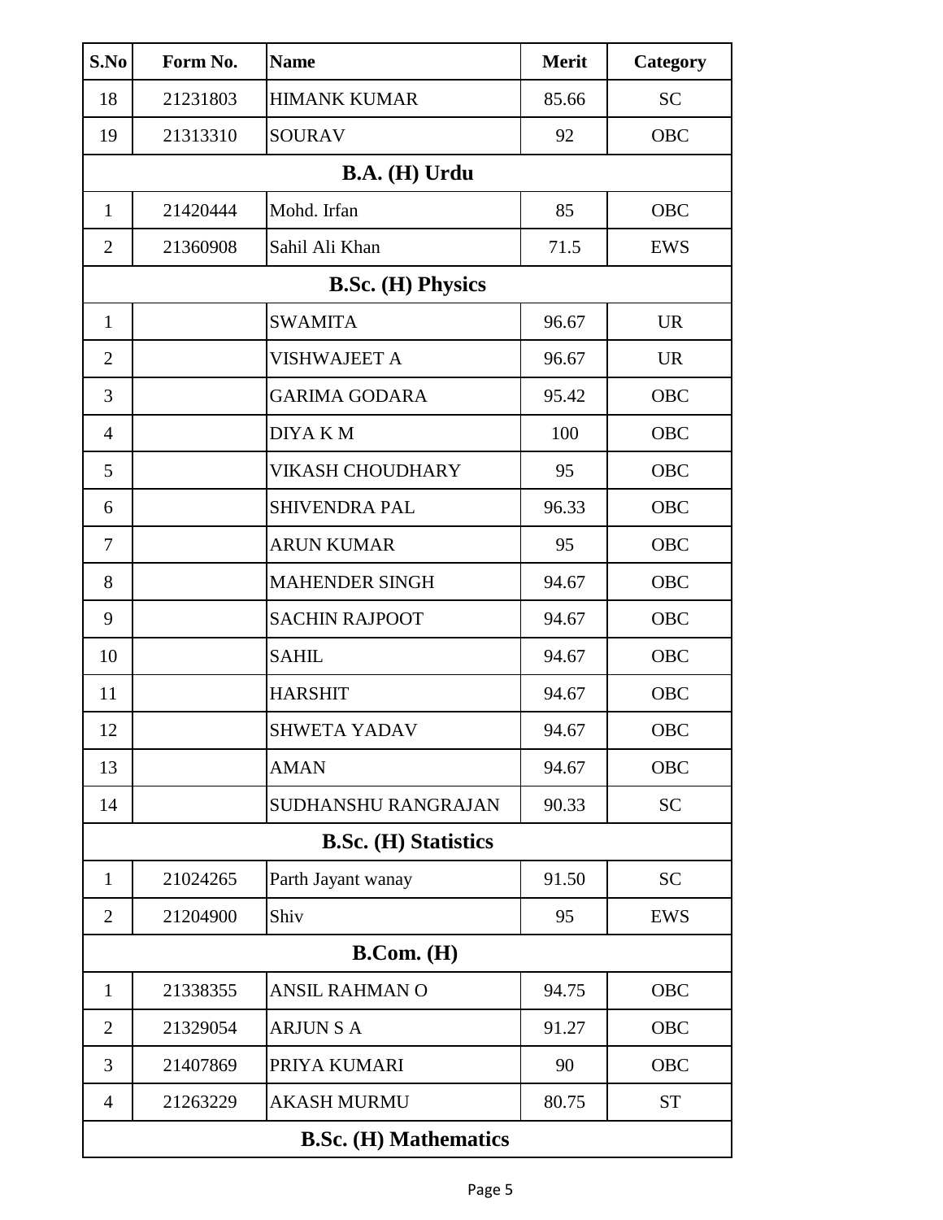| S.No | Form No. | Name | Merit | Category |
|---|---|---|---|---|
| 18 | 21231803 | HIMANK KUMAR | 85.66 | SC |
| 19 | 21313310 | SOURAV | 92 | OBC |
| **B.A. (H) Urdu** | | | | |
| 1 | 21420444 | Mohd. Irfan | 85 | OBC |
| 2 | 21360908 | Sahil Ali Khan | 71.5 | EWS |
| **B.Sc. (H) Physics** | | | | |
| 1 | | SWAMITA | 96.67 | UR |
| 2 | | VISHWAJEET A | 96.67 | UR |
| 3 | | GARIMA GODARA | 95.42 | OBC |
| 4 | | DIYA K M | 100 | OBC |
| 5 | | VIKASH CHOUDHARY | 95 | OBC |
| 6 | | SHIVENDRA PAL | 96.33 | OBC |
| 7 | | ARUN KUMAR | 95 | OBC |
| 8 | | MAHENDER SINGH | 94.67 | OBC |
| 9 | | SACHIN RAJPOOT | 94.67 | OBC |
| 10 | | SAHIL | 94.67 | OBC |
| 11 | | HARSHIT | 94.67 | OBC |
| 12 | | SHWETA YADAV | 94.67 | OBC |
| 13 | | AMAN | 94.67 | OBC |
| 14 | | SUDHANSHU RANGRAJAN | 90.33 | SC |
| **B.Sc. (H) Statistics** | | | | |
| 1 | 21024265 | Parth Jayant wanay | 91.50 | SC |
| 2 | 21204900 | Shiv | 95 | EWS |
| **B.Com. (H)** | | | | |
| 1 | 21338355 | ANSIL RAHMAN O | 94.75 | OBC |
| 2 | 21329054 | ARJUN S A | 91.27 | OBC |
| 3 | 21407869 | PRIYA KUMARI | 90 | OBC |
| 4 | 21263229 | AKASH MURMU | 80.75 | ST |
| **B.Sc. (H) Mathematics** | | | | |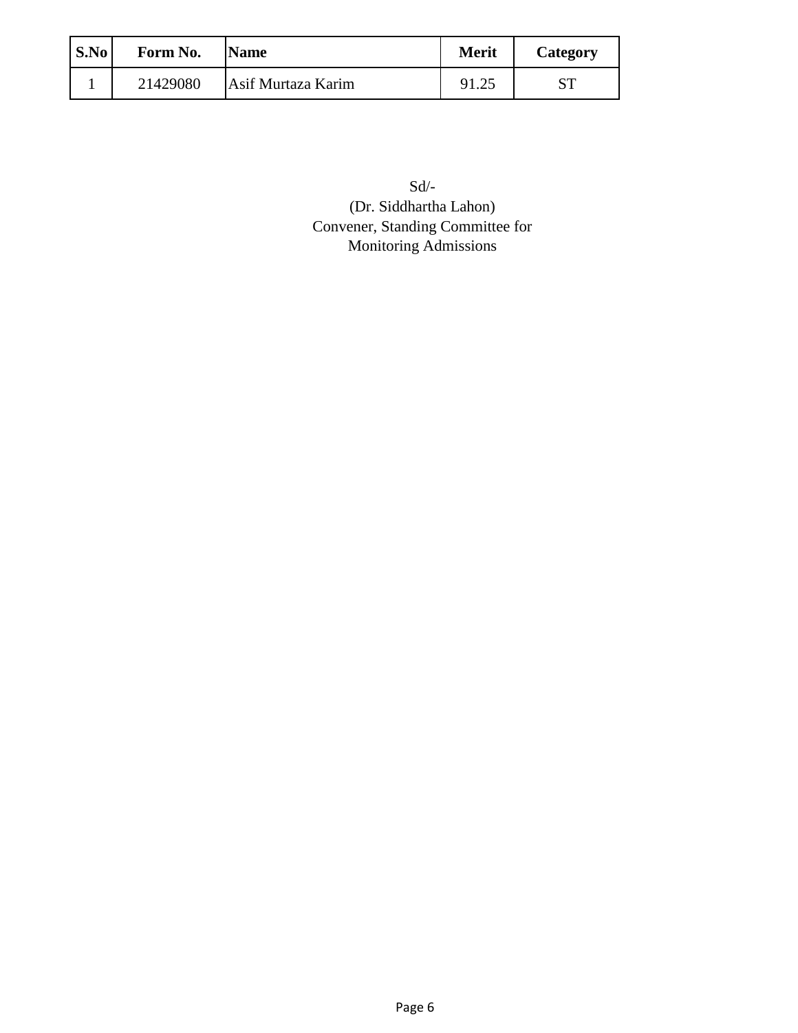| S.No | Form No. | Name | Merit | Category |
|---|---|---|---|---|
| 1 | 21429080 | Asif Murtaza Karim | 91.25 | ST |

Sd/-
(Dr. Siddhartha Lahon)
Convener, Standing Committee for
Monitoring Admissions